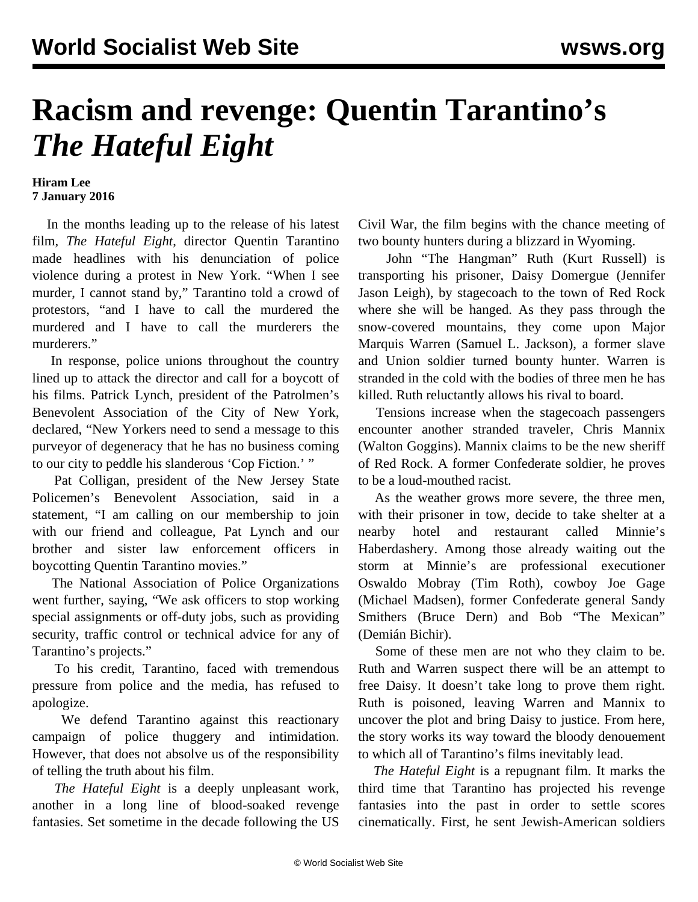# Racism and revenge: Quentin Tarantino's *The Hateful Eight*

**Hiram Lee**
**7 January 2016**

In the months leading up to the release of his latest film, *The Hateful Eight*, director Quentin Tarantino made headlines with his denunciation of police violence during a protest in New York. "When I see murder, I cannot stand by," Tarantino told a crowd of protestors, "and I have to call the murdered the murdered and I have to call the murderers the murderers."

In response, police unions throughout the country lined up to attack the director and call for a boycott of his films. Patrick Lynch, president of the Patrolmen's Benevolent Association of the City of New York, declared, "New Yorkers need to send a message to this purveyor of degeneracy that he has no business coming to our city to peddle his slanderous 'Cop Fiction.' "

Pat Colligan, president of the New Jersey State Policemen's Benevolent Association, said in a statement, "I am calling on our membership to join with our friend and colleague, Pat Lynch and our brother and sister law enforcement officers in boycotting Quentin Tarantino movies."

The National Association of Police Organizations went further, saying, "We ask officers to stop working special assignments or off-duty jobs, such as providing security, traffic control or technical advice for any of Tarantino's projects."

To his credit, Tarantino, faced with tremendous pressure from police and the media, has refused to apologize.

We defend Tarantino against this reactionary campaign of police thuggery and intimidation. However, that does not absolve us of the responsibility of telling the truth about his film.

*The Hateful Eight* is a deeply unpleasant work, another in a long line of blood-soaked revenge fantasies. Set sometime in the decade following the US Civil War, the film begins with the chance meeting of two bounty hunters during a blizzard in Wyoming.

John "The Hangman" Ruth (Kurt Russell) is transporting his prisoner, Daisy Domergue (Jennifer Jason Leigh), by stagecoach to the town of Red Rock where she will be hanged. As they pass through the snow-covered mountains, they come upon Major Marquis Warren (Samuel L. Jackson), a former slave and Union soldier turned bounty hunter. Warren is stranded in the cold with the bodies of three men he has killed. Ruth reluctantly allows his rival to board.

Tensions increase when the stagecoach passengers encounter another stranded traveler, Chris Mannix (Walton Goggins). Mannix claims to be the new sheriff of Red Rock. A former Confederate soldier, he proves to be a loud-mouthed racist.

As the weather grows more severe, the three men, with their prisoner in tow, decide to take shelter at a nearby hotel and restaurant called Minnie's Haberdashery. Among those already waiting out the storm at Minnie's are professional executioner Oswaldo Mobray (Tim Roth), cowboy Joe Gage (Michael Madsen), former Confederate general Sandy Smithers (Bruce Dern) and Bob "The Mexican" (Demián Bichir).

Some of these men are not who they claim to be. Ruth and Warren suspect there will be an attempt to free Daisy. It doesn't take long to prove them right. Ruth is poisoned, leaving Warren and Mannix to uncover the plot and bring Daisy to justice. From here, the story works its way toward the bloody denouement to which all of Tarantino's films inevitably lead.

*The Hateful Eight* is a repugnant film. It marks the third time that Tarantino has projected his revenge fantasies into the past in order to settle scores cinematically. First, he sent Jewish-American soldiers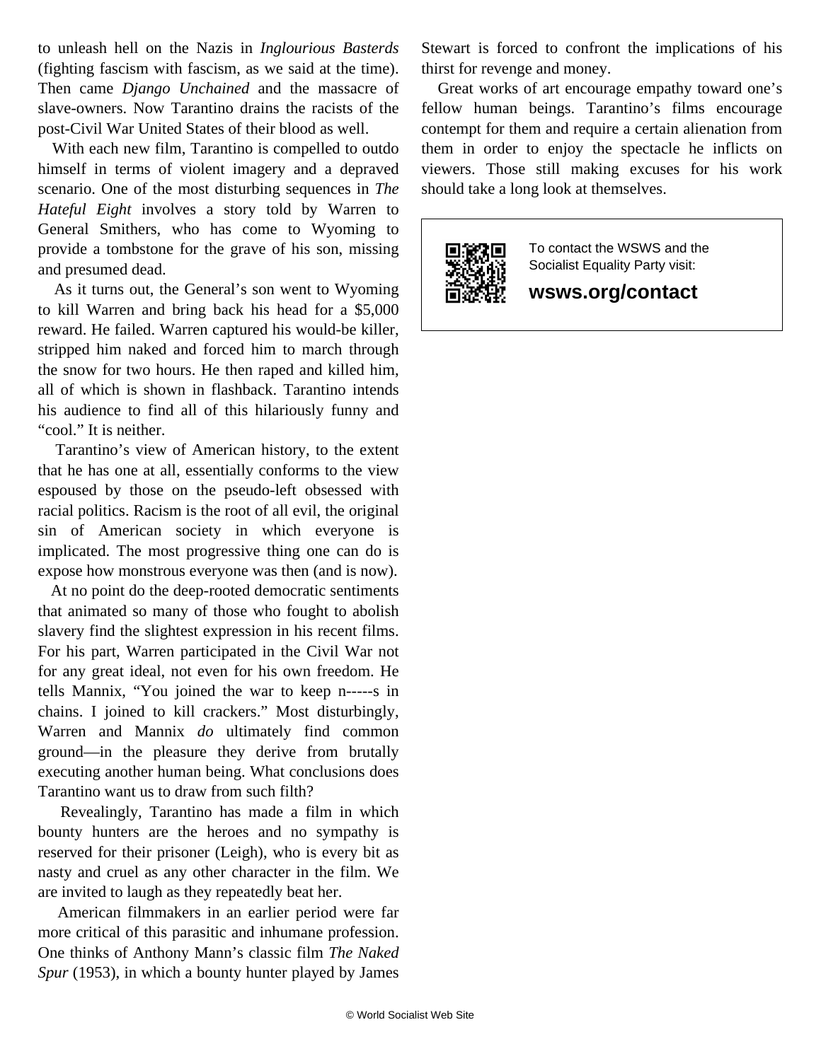to unleash hell on the Nazis in *Inglourious Basterds* (fighting fascism with fascism, as we said at the time). Then came *Django Unchained* and the massacre of slave-owners. Now Tarantino drains the racists of the post-Civil War United States of their blood as well.

With each new film, Tarantino is compelled to outdo himself in terms of violent imagery and a depraved scenario. One of the most disturbing sequences in *The Hateful Eight* involves a story told by Warren to General Smithers, who has come to Wyoming to provide a tombstone for the grave of his son, missing and presumed dead.

As it turns out, the General's son went to Wyoming to kill Warren and bring back his head for a $5,000 reward. He failed. Warren captured his would-be killer, stripped him naked and forced him to march through the snow for two hours. He then raped and killed him, all of which is shown in flashback. Tarantino intends his audience to find all of this hilariously funny and "cool." It is neither.

Tarantino's view of American history, to the extent that he has one at all, essentially conforms to the view espoused by those on the pseudo-left obsessed with racial politics. Racism is the root of all evil, the original sin of American society in which everyone is implicated. The most progressive thing one can do is expose how monstrous everyone was then (and is now).

At no point do the deep-rooted democratic sentiments that animated so many of those who fought to abolish slavery find the slightest expression in his recent films. For his part, Warren participated in the Civil War not for any great ideal, not even for his own freedom. He tells Mannix, "You joined the war to keep n-----s in chains. I joined to kill crackers." Most disturbingly, Warren and Mannix *do* ultimately find common ground—in the pleasure they derive from brutally executing another human being. What conclusions does Tarantino want us to draw from such filth?

Revealingly, Tarantino has made a film in which bounty hunters are the heroes and no sympathy is reserved for their prisoner (Leigh), who is every bit as nasty and cruel as any other character in the film. We are invited to laugh as they repeatedly beat her.

American filmmakers in an earlier period were far more critical of this parasitic and inhumane profession. One thinks of Anthony Mann's classic film *The Naked Spur* (1953), in which a bounty hunter played by James Stewart is forced to confront the implications of his thirst for revenge and money.

Great works of art encourage empathy toward one's fellow human beings. Tarantino's films encourage contempt for them and require a certain alienation from them in order to enjoy the spectacle he inflicts on viewers. Those still making excuses for his work should take a long look at themselves.

To contact the WSWS and the Socialist Equality Party visit:

**wsws.org/contact**